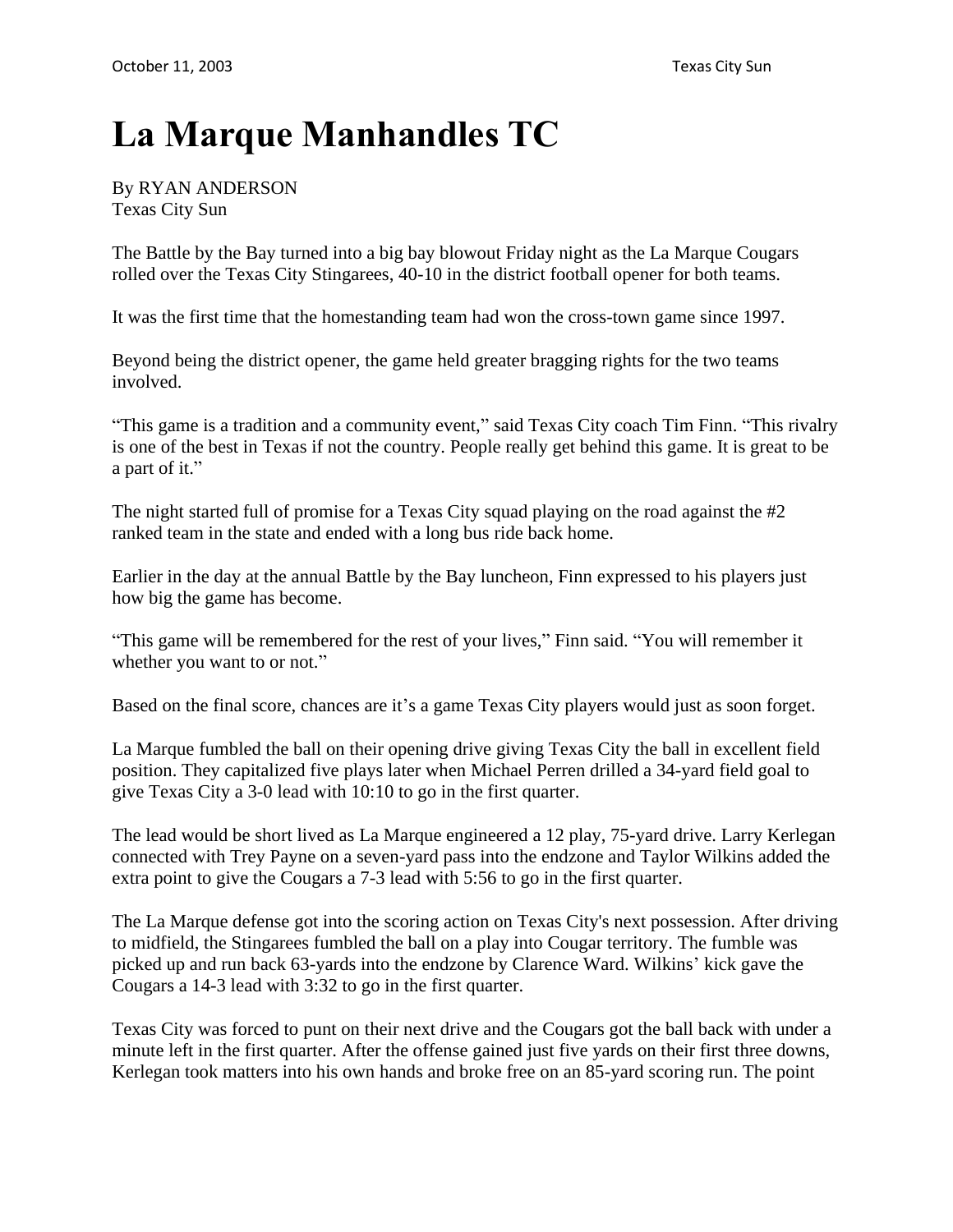# La Marque Manhandles TC

By RYAN ANDERSON
Texas City Sun

The Battle by the Bay turned into a big bay blowout Friday night as the La Marque Cougars rolled over the Texas City Stingarees, 40-10 in the district football opener for both teams.

It was the first time that the homestanding team had won the cross-town game since 1997.

Beyond being the district opener, the game held greater bragging rights for the two teams involved.

"This game is a tradition and a community event," said Texas City coach Tim Finn. "This rivalry is one of the best in Texas if not the country. People really get behind this game. It is great to be a part of it."

The night started full of promise for a Texas City squad playing on the road against the #2 ranked team in the state and ended with a long bus ride back home.

Earlier in the day at the annual Battle by the Bay luncheon, Finn expressed to his players just how big the game has become.

"This game will be remembered for the rest of your lives," Finn said. "You will remember it whether you want to or not."

Based on the final score, chances are it's a game Texas City players would just as soon forget.

La Marque fumbled the ball on their opening drive giving Texas City the ball in excellent field position. They capitalized five plays later when Michael Perren drilled a 34-yard field goal to give Texas City a 3-0 lead with 10:10 to go in the first quarter.

The lead would be short lived as La Marque engineered a 12 play, 75-yard drive. Larry Kerlegan connected with Trey Payne on a seven-yard pass into the endzone and Taylor Wilkins added the extra point to give the Cougars a 7-3 lead with 5:56 to go in the first quarter.

The La Marque defense got into the scoring action on Texas City's next possession. After driving to midfield, the Stingarees fumbled the ball on a play into Cougar territory. The fumble was picked up and run back 63-yards into the endzone by Clarence Ward. Wilkins' kick gave the Cougars a 14-3 lead with 3:32 to go in the first quarter.

Texas City was forced to punt on their next drive and the Cougars got the ball back with under a minute left in the first quarter. After the offense gained just five yards on their first three downs, Kerlegan took matters into his own hands and broke free on an 85-yard scoring run. The point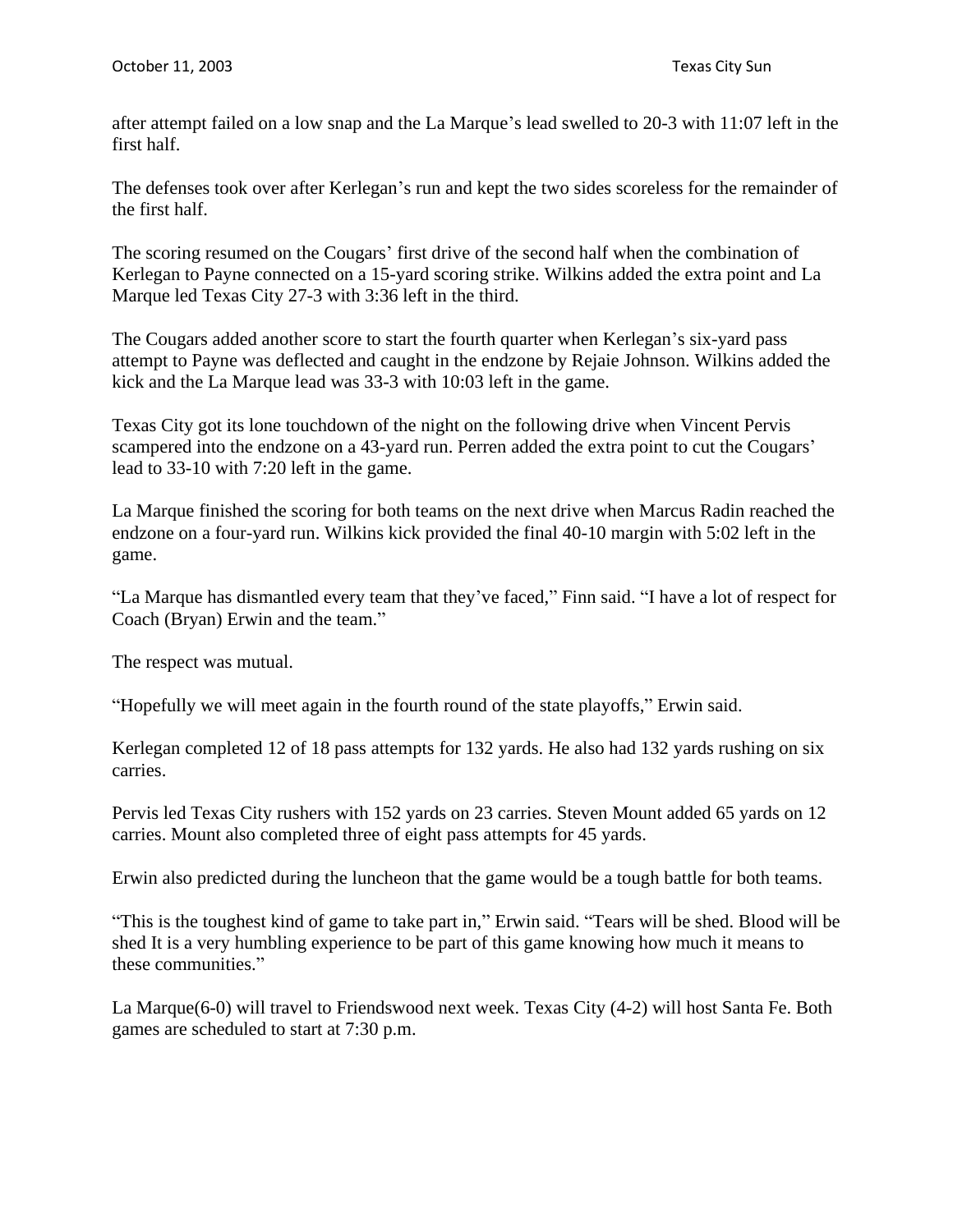after attempt failed on a low snap and the La Marque's lead swelled to 20-3 with 11:07 left in the first half.

The defenses took over after Kerlegan's run and kept the two sides scoreless for the remainder of the first half.

The scoring resumed on the Cougars' first drive of the second half when the combination of Kerlegan to Payne connected on a 15-yard scoring strike. Wilkins added the extra point and La Marque led Texas City 27-3 with 3:36 left in the third.

The Cougars added another score to start the fourth quarter when Kerlegan's six-yard pass attempt to Payne was deflected and caught in the endzone by Rejaie Johnson. Wilkins added the kick and the La Marque lead was 33-3 with 10:03 left in the game.

Texas City got its lone touchdown of the night on the following drive when Vincent Pervis scampered into the endzone on a 43-yard run. Perren added the extra point to cut the Cougars' lead to 33-10 with 7:20 left in the game.

La Marque finished the scoring for both teams on the next drive when Marcus Radin reached the endzone on a four-yard run. Wilkins kick provided the final 40-10 margin with 5:02 left in the game.

"La Marque has dismantled every team that they've faced," Finn said. "I have a lot of respect for Coach (Bryan) Erwin and the team."

The respect was mutual.

"Hopefully we will meet again in the fourth round of the state playoffs," Erwin said.

Kerlegan completed 12 of 18 pass attempts for 132 yards. He also had 132 yards rushing on six carries.

Pervis led Texas City rushers with 152 yards on 23 carries. Steven Mount added 65 yards on 12 carries. Mount also completed three of eight pass attempts for 45 yards.

Erwin also predicted during the luncheon that the game would be a tough battle for both teams.

"This is the toughest kind of game to take part in," Erwin said. "Tears will be shed. Blood will be shed It is a very humbling experience to be part of this game knowing how much it means to these communities."

La Marque(6-0) will travel to Friendswood next week. Texas City (4-2) will host Santa Fe. Both games are scheduled to start at 7:30 p.m.